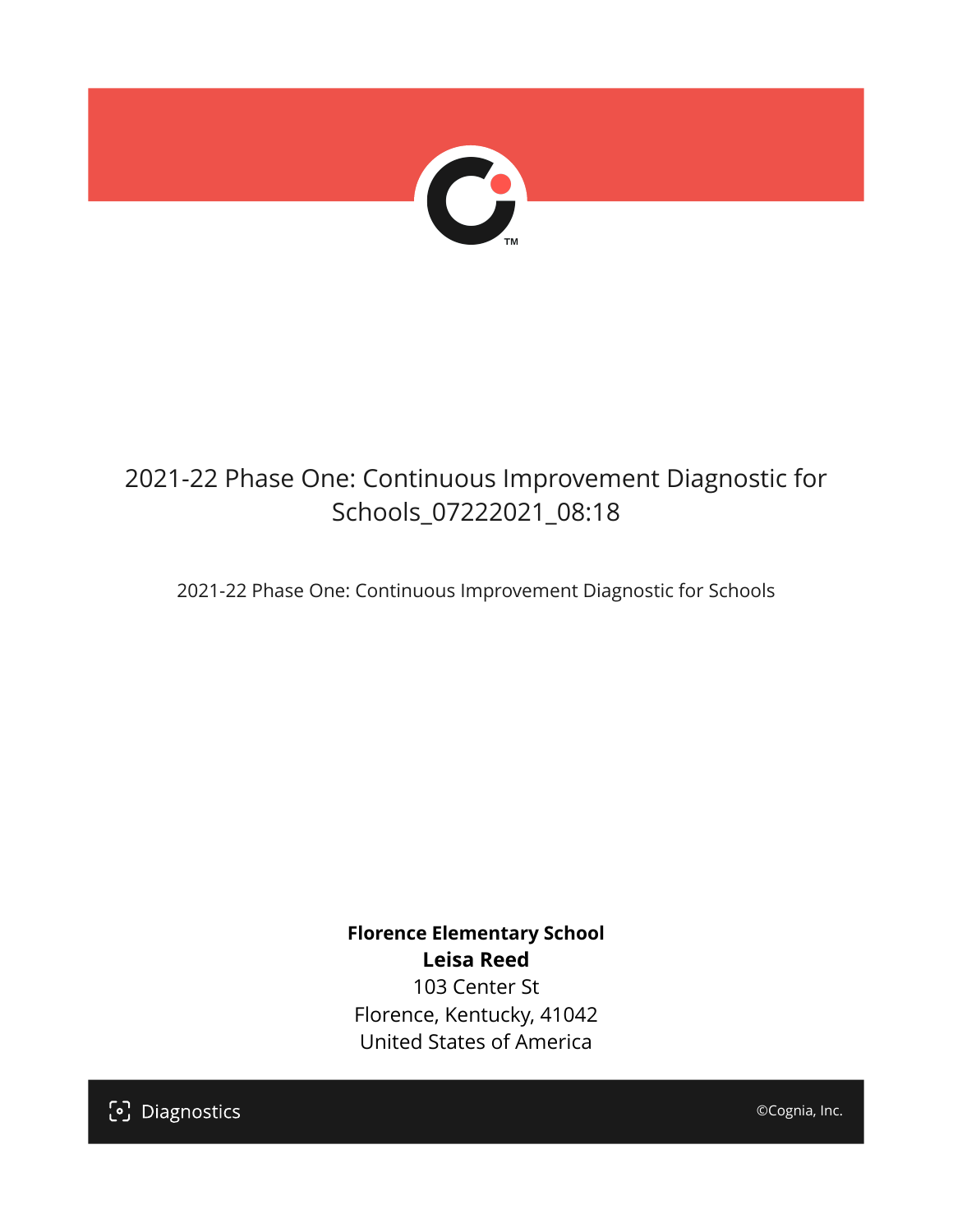# 2021-22 Phase One: Continuous Improvement Diagnostic for Schools_07222021_08:18

2021-22 Phase One: Continuous Improvement Diagnostic for Schools

**Florence Elementary School**
**Leisa Reed**
103 Center St
Florence, Kentucky, 41042
United States of America

Diagnostics

©Cognia, Inc.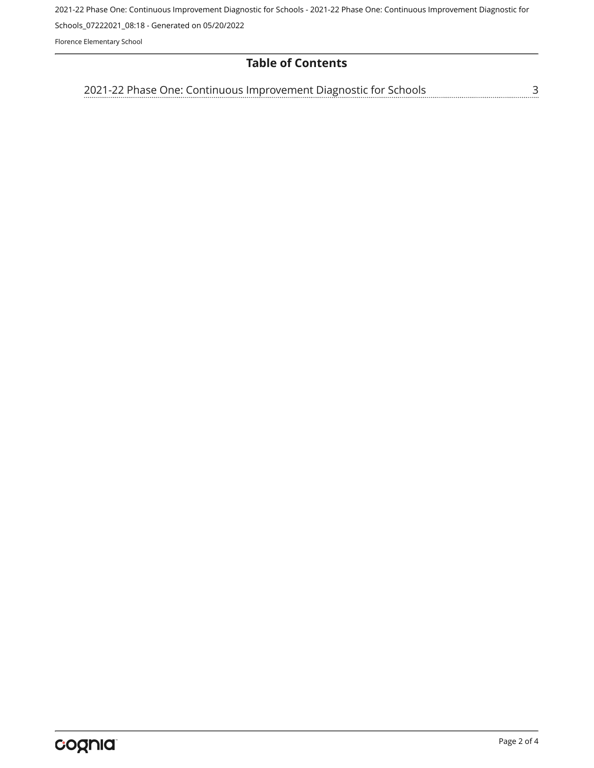## Table of Contents

2021-22 Phase One: Continuous Improvement Diagnostic for Schools ..... 3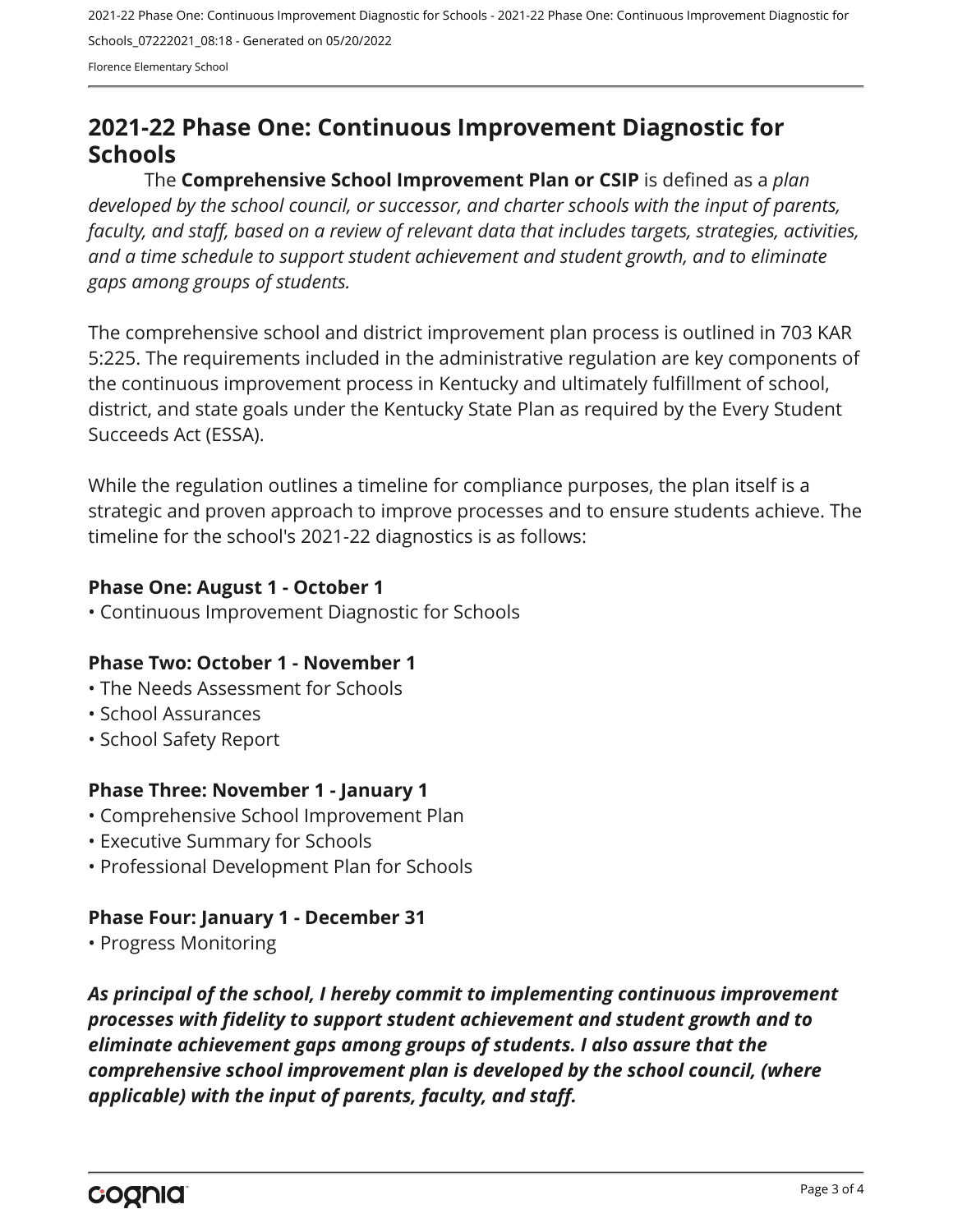## 2021-22 Phase One: Continuous Improvement Diagnostic for Schools

The **Comprehensive School Improvement Plan or CSIP** is defined as a *plan developed by the school council, or successor, and charter schools with the input of parents, faculty, and staff, based on a review of relevant data that includes targets, strategies, activities, and a time schedule to support student achievement and student growth, and to eliminate gaps among groups of students.*

The comprehensive school and district improvement plan process is outlined in 703 KAR 5:225. The requirements included in the administrative regulation are key components of the continuous improvement process in Kentucky and ultimately fulfillment of school, district, and state goals under the Kentucky State Plan as required by the Every Student Succeeds Act (ESSA).

While the regulation outlines a timeline for compliance purposes, the plan itself is a strategic and proven approach to improve processes and to ensure students achieve. The timeline for the school's 2021-22 diagnostics is as follows:

**Phase One: August 1 - October 1**

- Continuous Improvement Diagnostic for Schools

**Phase Two: October 1 - November 1**

- The Needs Assessment for Schools
- School Assurances
- School Safety Report

**Phase Three: November 1 - January 1**

- Comprehensive School Improvement Plan
- Executive Summary for Schools
- Professional Development Plan for Schools

**Phase Four: January 1 - December 31**

- Progress Monitoring

***As principal of the school, I hereby commit to implementing continuous improvement processes with fidelity to support student achievement and student growth and to eliminate achievement gaps among groups of students. I also assure that the comprehensive school improvement plan is developed by the school council, (where applicable) with the input of parents, faculty, and staff.***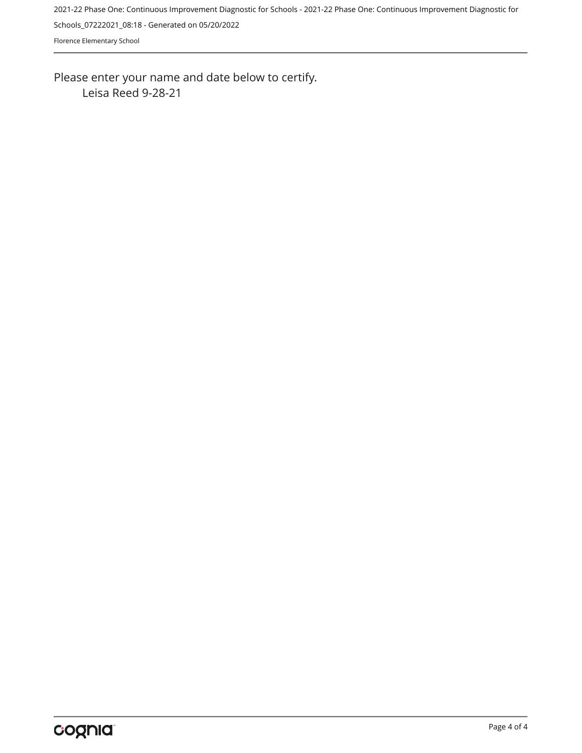Please enter your name and date below to certify.

Leisa Reed 9-28-21